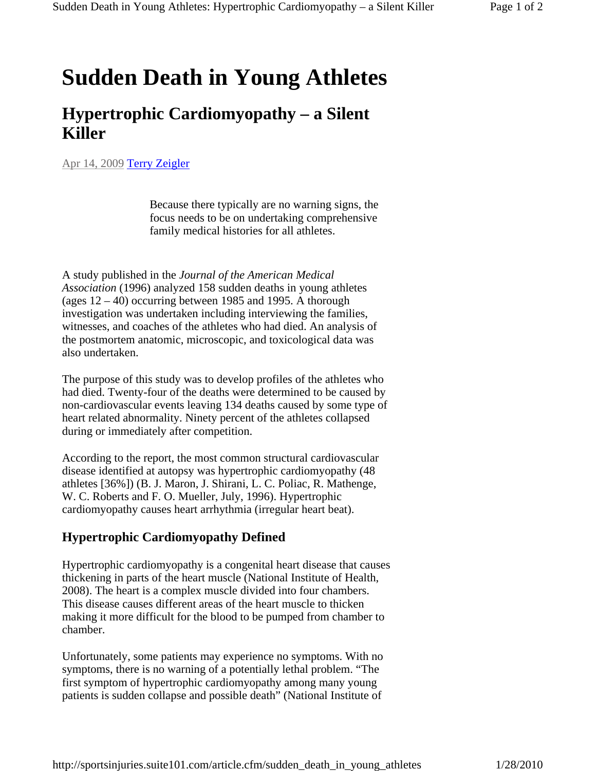# Sudden Death in Young Athletes

## Hypertrophic Cardiomyopathy – a Silent Killer

Apr 14, 2009 Terry Zeigler

Because there typically are no warning signs, the focus needs to be on undertaking comprehensive family medical histories for all athletes.

A study published in the *Journal of the American Medical Association* (1996) analyzed 158 sudden deaths in young athletes (ages 12 – 40) occurring between 1985 and 1995. A thorough investigation was undertaken including interviewing the families, witnesses, and coaches of the athletes who had died. An analysis of the postmortem anatomic, microscopic, and toxicological data was also undertaken.

The purpose of this study was to develop profiles of the athletes who had died. Twenty-four of the deaths were determined to be caused by non-cardiovascular events leaving 134 deaths caused by some type of heart related abnormality. Ninety percent of the athletes collapsed during or immediately after competition.

According to the report, the most common structural cardiovascular disease identified at autopsy was hypertrophic cardiomyopathy (48 athletes [36%]) (B. J. Maron, J. Shirani, L. C. Poliac, R. Mathenge, W. C. Roberts and F. O. Mueller, July, 1996). Hypertrophic cardiomyopathy causes heart arrhythmia (irregular heart beat).

### Hypertrophic Cardiomyopathy Defined

Hypertrophic cardiomyopathy is a congenital heart disease that causes thickening in parts of the heart muscle (National Institute of Health, 2008). The heart is a complex muscle divided into four chambers. This disease causes different areas of the heart muscle to thicken making it more difficult for the blood to be pumped from chamber to chamber.

Unfortunately, some patients may experience no symptoms. With no symptoms, there is no warning of a potentially lethal problem. "The first symptom of hypertrophic cardiomyopathy among many young patients is sudden collapse and possible death" (National Institute of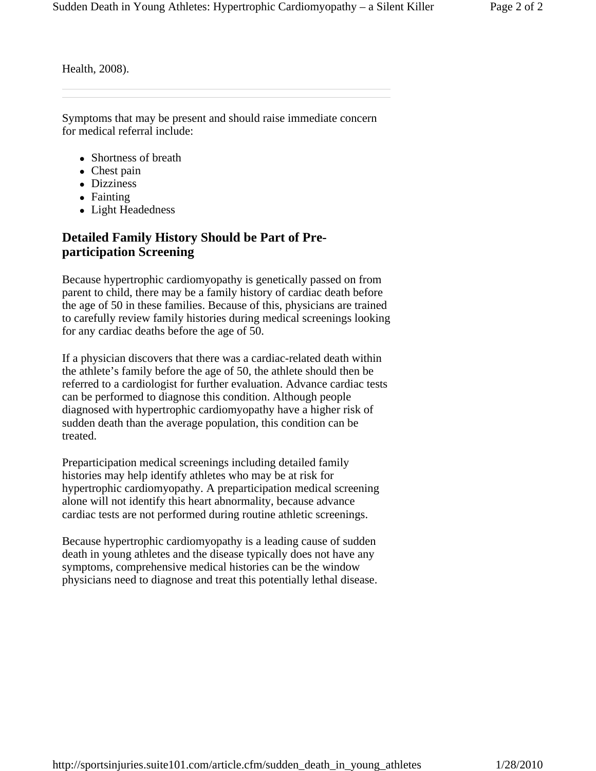Health, 2008).

---

Symptoms that may be present and should raise immediate concern for medical referral include:

- Shortness of breath
- Chest pain
- Dizziness
- Fainting
- Light Headedness

## Detailed Family History Should be Part of Pre-participation Screening

Because hypertrophic cardiomyopathy is genetically passed on from parent to child, there may be a family history of cardiac death before the age of 50 in these families. Because of this, physicians are trained to carefully review family histories during medical screenings looking for any cardiac deaths before the age of 50.

If a physician discovers that there was a cardiac-related death within the athlete's family before the age of 50, the athlete should then be referred to a cardiologist for further evaluation. Advance cardiac tests can be performed to diagnose this condition. Although people diagnosed with hypertrophic cardiomyopathy have a higher risk of sudden death than the average population, this condition can be treated.

Preparticipation medical screenings including detailed family histories may help identify athletes who may be at risk for hypertrophic cardiomyopathy. A preparticipation medical screening alone will not identify this heart abnormality, because advance cardiac tests are not performed during routine athletic screenings.

Because hypertrophic cardiomyopathy is a leading cause of sudden death in young athletes and the disease typically does not have any symptoms, comprehensive medical histories can be the window physicians need to diagnose and treat this potentially lethal disease.